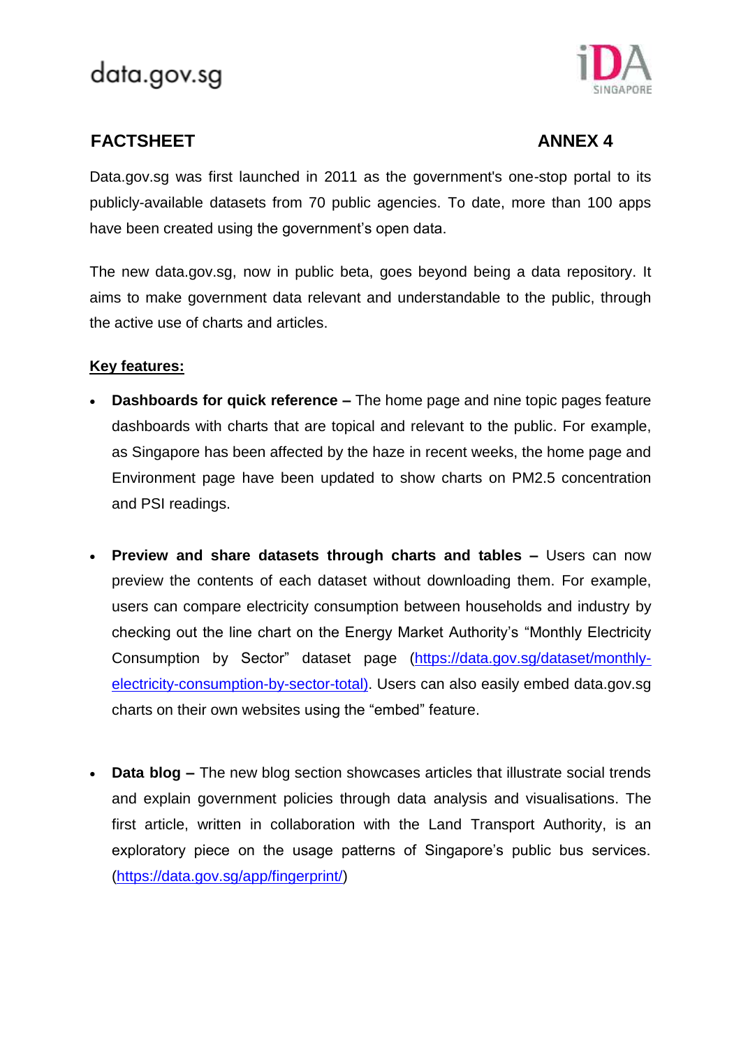data.gov.sg

## FACTSHEET

**ANNEX 4**

Data.gov.sg was first launched in 2011 as the government's one-stop portal to its publicly-available datasets from 70 public agencies. To date, more than 100 apps have been created using the government's open data.

The new data.gov.sg, now in public beta, goes beyond being a data repository. It aims to make government data relevant and understandable to the public, through the active use of charts and articles.

**Key features:**

- **Dashboards for quick reference –** The home page and nine topic pages feature dashboards with charts that are topical and relevant to the public. For example, as Singapore has been affected by the haze in recent weeks, the home page and Environment page have been updated to show charts on PM2.5 concentration and PSI readings.

- **Preview and share datasets through charts and tables –** Users can now preview the contents of each dataset without downloading them. For example, users can compare electricity consumption between households and industry by checking out the line chart on the Energy Market Authority's "Monthly Electricity Consumption by Sector" dataset page (https://data.gov.sg/dataset/monthly-electricity-consumption-by-sector-total). Users can also easily embed data.gov.sg charts on their own websites using the "embed" feature.

- **Data blog –** The new blog section showcases articles that illustrate social trends and explain government policies through data analysis and visualisations. The first article, written in collaboration with the Land Transport Authority, is an exploratory piece on the usage patterns of Singapore's public bus services. (https://data.gov.sg/app/fingerprint/)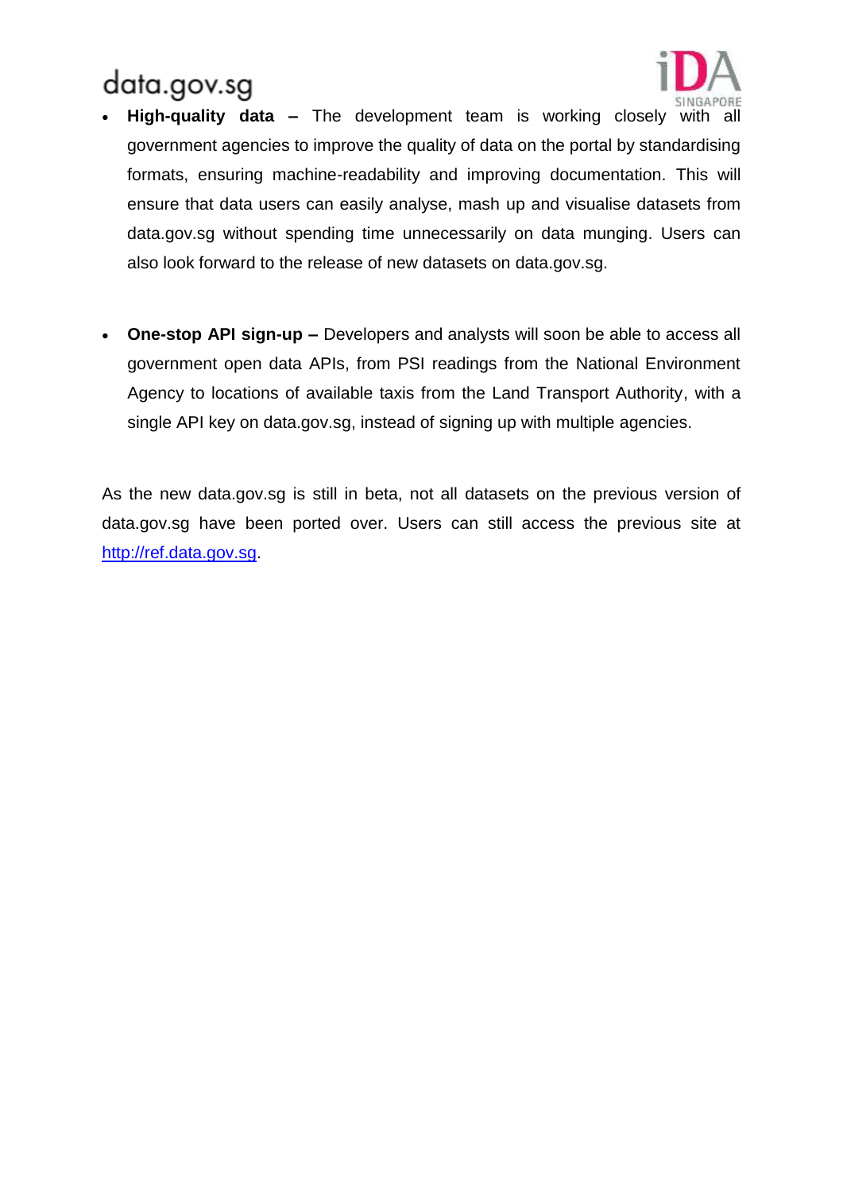- **High-quality data –** The development team is working closely with all government agencies to improve the quality of data on the portal by standardising formats, ensuring machine-readability and improving documentation. This will ensure that data users can easily analyse, mash up and visualise datasets from data.gov.sg without spending time unnecessarily on data munging. Users can also look forward to the release of new datasets on data.gov.sg.

- **One-stop API sign-up –** Developers and analysts will soon be able to access all government open data APIs, from PSI readings from the National Environment Agency to locations of available taxis from the Land Transport Authority, with a single API key on data.gov.sg, instead of signing up with multiple agencies.

As the new data.gov.sg is still in beta, not all datasets on the previous version of data.gov.sg have been ported over. Users can still access the previous site at [http://ref.data.gov.sg](http://ref.data.gov.sg).